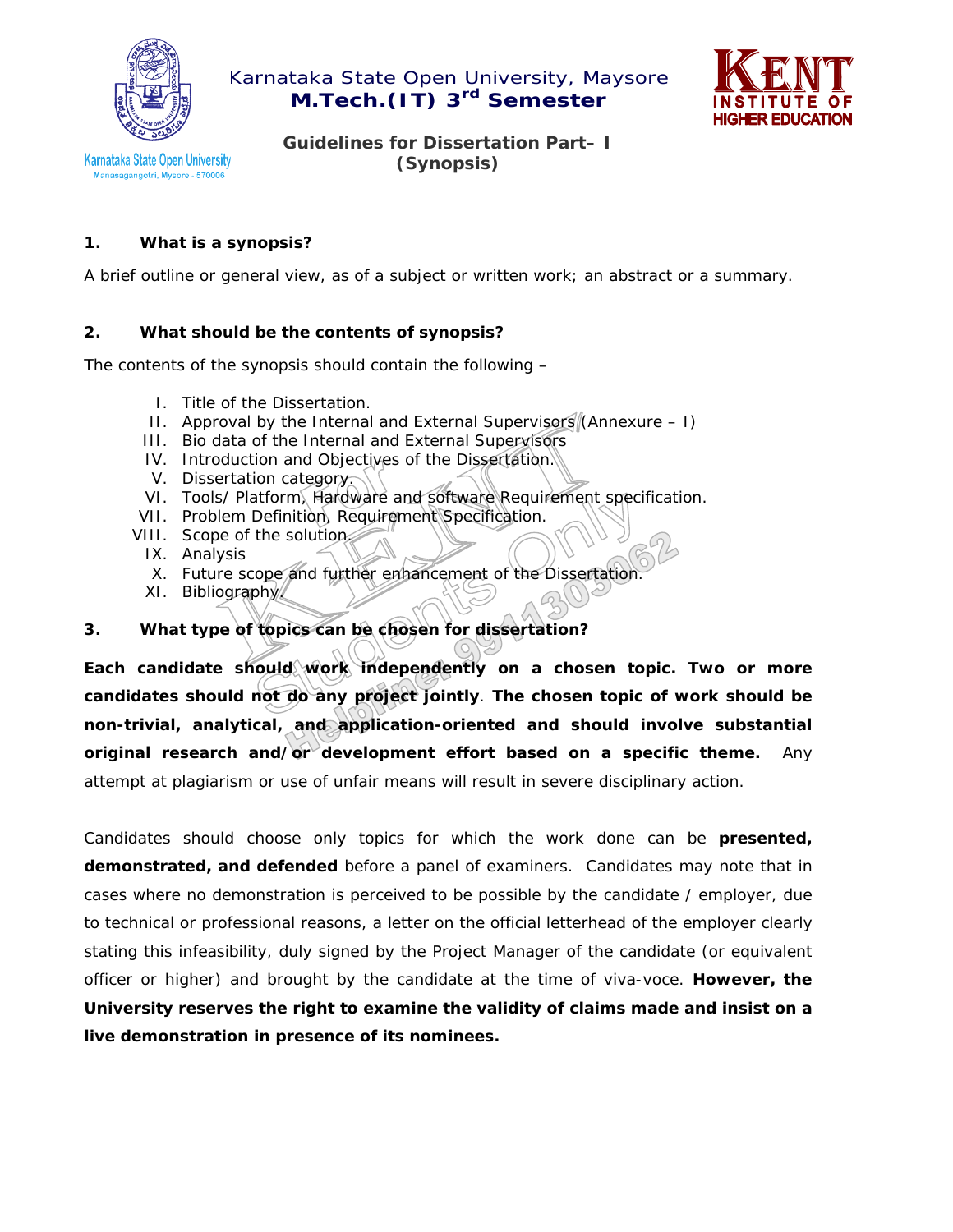# Karnataka State Open University, Maysore

## M.Tech.(IT) 3rd Semester

### Guidelines for Dissertation Part– I (Synopsis)

**1. What is a synopsis?**

A brief outline or general view, as of a subject or written work; an abstract or a summary.

**2. What should be the contents of synopsis?**

The contents of the synopsis should contain the following –

I. Title of the Dissertation.
II. Approval by the Internal and External Supervisors (Annexure – I)
III. Bio data of the Internal and External Supervisors
IV. Introduction and Objectives of the Dissertation.
V. Dissertation category.
VI. Tools/ Platform, Hardware and software Requirement specification.
VII. Problem Definition, Requirement Specification.
VIII. Scope of the solution.
IX. Analysis
X. Future scope and further enhancement of the Dissertation.
XI. Bibliography.

**3. What type of topics can be chosen for dissertation?**

**Each candidate should work independently on a chosen topic. Two or more candidates should not do any project jointly**. **The chosen topic of work should be non-trivial, analytical, and application-oriented and should involve substantial original research and/or development effort based on a specific theme.** Any attempt at plagiarism or use of unfair means will result in severe disciplinary action.

Candidates should choose only topics for which the work done can be **presented, demonstrated, and defended** before a panel of examiners. Candidates may note that in cases where no demonstration is perceived to be possible by the candidate / employer, due to technical or professional reasons, a letter on the official letterhead of the employer clearly stating this infeasibility, duly signed by the Project Manager of the candidate (or equivalent officer or higher) and brought by the candidate at the time of viva-voce. **However, the University reserves the right to examine the validity of claims made and insist on a live demonstration in presence of its nominees.**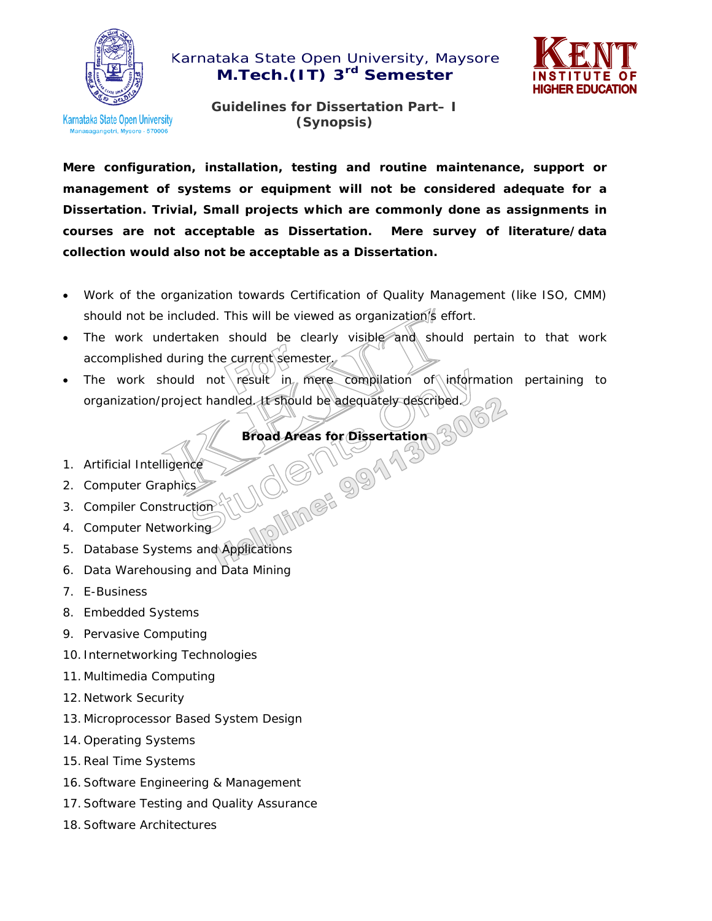Karnataka State Open University, Maysore
**M.Tech.(IT) 3rd Semester**

**Guidelines for Dissertation Part– I (Synopsis)**

**Mere configuration, installation, testing and routine maintenance, support or management of systems or equipment will not be considered adequate for a Dissertation. Trivial, Small projects which are commonly done as assignments in courses are not acceptable as Dissertation. Mere survey of literature/data collection would also not be acceptable as a Dissertation.**

- Work of the organization towards Certification of Quality Management (like ISO, CMM) should not be included. This will be viewed as organization's effort.
- The work undertaken should be clearly visible and should pertain to that work accomplished during the current semester.
- The work should not result in mere compilation of information pertaining to organization/project handled. It should be adequately described.

**Broad Areas for Dissertation**

1. Artificial Intelligence
2. Computer Graphics
3. Compiler Construction
4. Computer Networking
5. Database Systems and Applications
6. Data Warehousing and Data Mining
7. E-Business
8. Embedded Systems
9. Pervasive Computing
10. Internetworking Technologies
11. Multimedia Computing
12. Network Security
13. Microprocessor Based System Design
14. Operating Systems
15. Real Time Systems
16. Software Engineering & Management
17. Software Testing and Quality Assurance
18. Software Architectures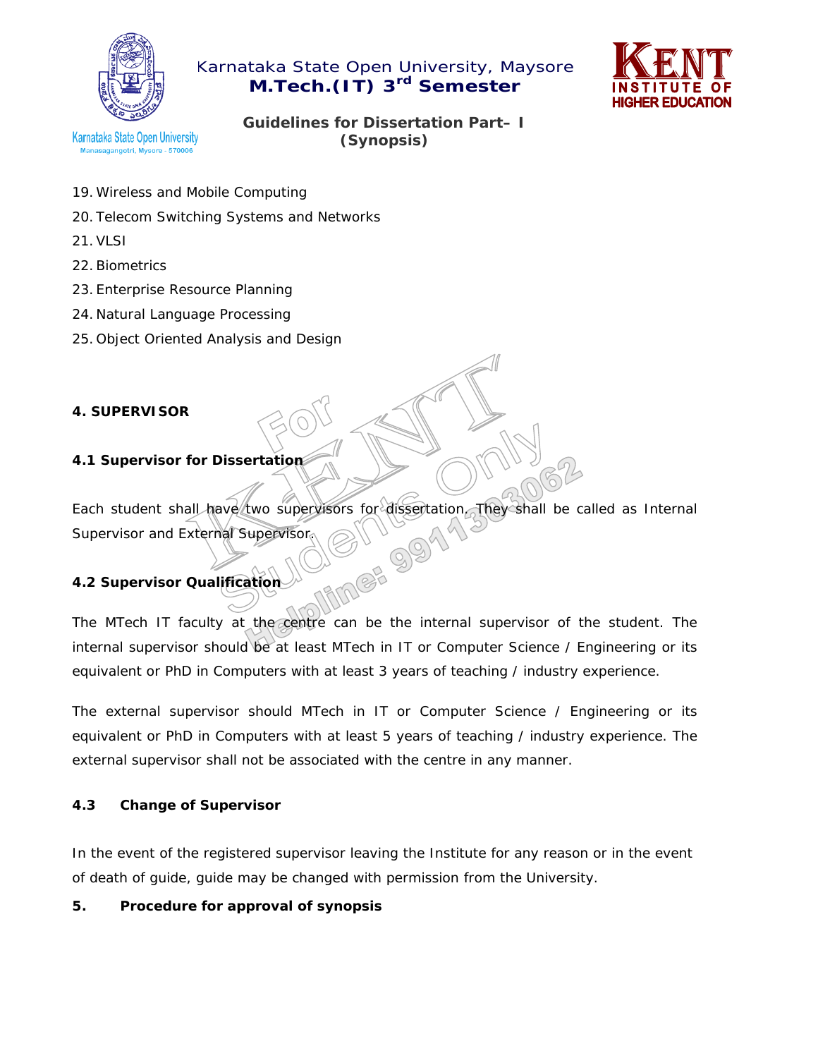19. Wireless and Mobile Computing
20. Telecom Switching Systems and Networks
21. VLSI
22. Biometrics
23. Enterprise Resource Planning
24. Natural Language Processing
25. Object Oriented Analysis and Design

## 4. SUPERVISOR

### 4.1 Supervisor for Dissertation

Each student shall have two supervisors for dissertation. They shall be called as Internal Supervisor and External Supervisor.

### 4.2 Supervisor Qualification

The MTech IT faculty at the centre can be the internal supervisor of the student. The internal supervisor should be at least MTech in IT or Computer Science / Engineering or its equivalent or PhD in Computers with at least 3 years of teaching / industry experience.

The external supervisor should MTech in IT or Computer Science / Engineering or its equivalent or PhD in Computers with at least 5 years of teaching / industry experience. The external supervisor shall not be associated with the centre in any manner.

### 4.3 Change of Supervisor

In the event of the registered supervisor leaving the Institute for any reason or in the event of death of guide, guide may be changed with permission from the University.

## 5. Procedure for approval of synopsis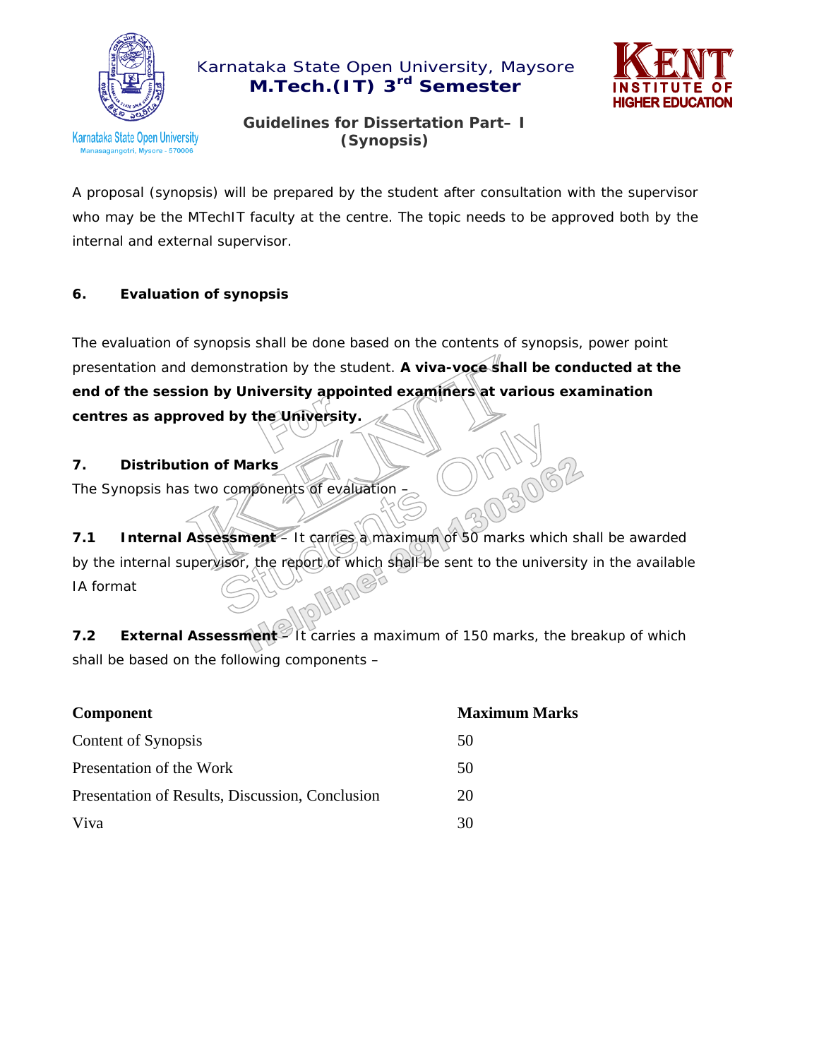Karnataka State Open University, Maysore
**M.Tech.(IT) 3rd Semester**

**Guidelines for Dissertation Part– I (Synopsis)**

A proposal (synopsis) will be prepared by the student after consultation with the supervisor who may be the MTechIT faculty at the centre. The topic needs to be approved both by the internal and external supervisor.

**6. Evaluation of synopsis**

The evaluation of synopsis shall be done based on the contents of synopsis, power point presentation and demonstration by the student. **A viva-voce shall be conducted at the end of the session by University appointed examiners at various examination centres as approved by the University.**

**7. Distribution of Marks**

The Synopsis has two components of evaluation –

**7.1 Internal Assessment** – It carries a maximum of 50 marks which shall be awarded by the internal supervisor, the report of which shall be sent to the university in the available IA format

**7.2 External Assessment** – It carries a maximum of 150 marks, the breakup of which shall be based on the following components –

| Component | Maximum Marks |
|---|---|
| Content of Synopsis | 50 |
| Presentation of the Work | 50 |
| Presentation of Results, Discussion, Conclusion | 20 |
| Viva | 30 |